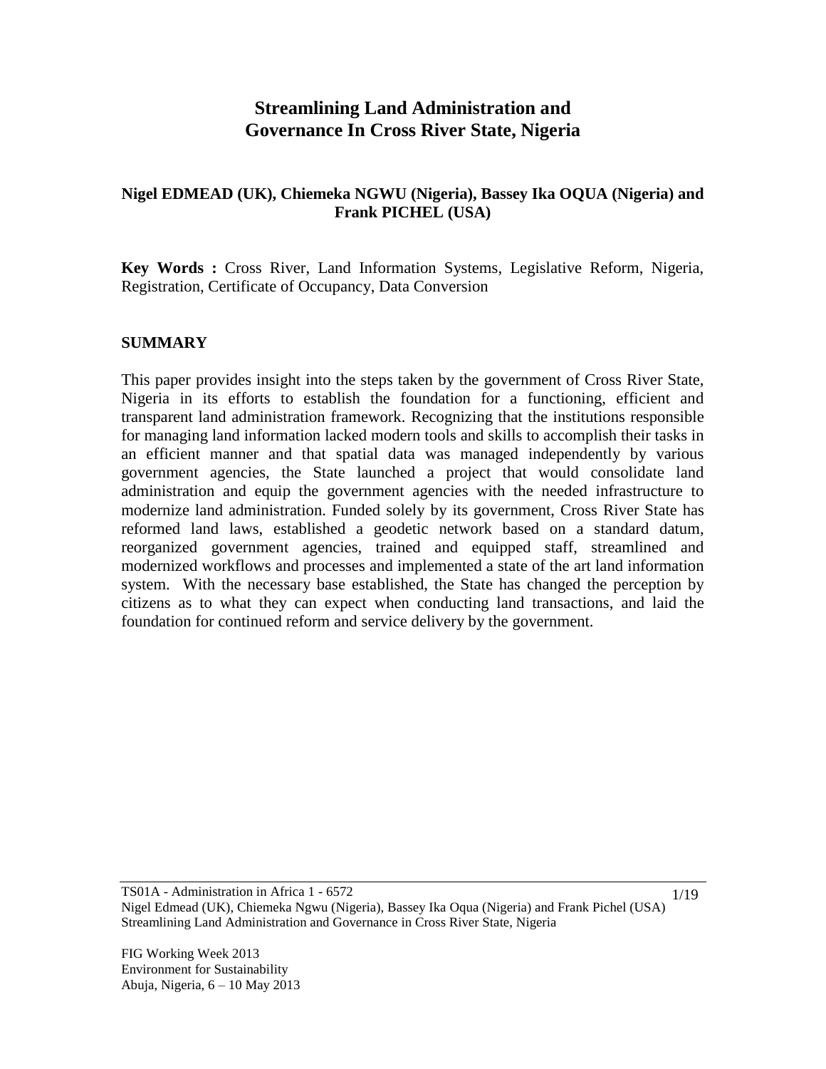# Streamlining Land Administration and Governance In Cross River State, Nigeria

**Nigel EDMEAD (UK), Chiemeka NGWU (Nigeria), Bassey Ika OQUA (Nigeria) and Frank PICHEL (USA)**

**Key Words :** Cross River, Land Information Systems, Legislative Reform, Nigeria, Registration, Certificate of Occupancy, Data Conversion

## SUMMARY

This paper provides insight into the steps taken by the government of Cross River State, Nigeria in its efforts to establish the foundation for a functioning, efficient and transparent land administration framework. Recognizing that the institutions responsible for managing land information lacked modern tools and skills to accomplish their tasks in an efficient manner and that spatial data was managed independently by various government agencies, the State launched a project that would consolidate land administration and equip the government agencies with the needed infrastructure to modernize land administration. Funded solely by its government, Cross River State has reformed land laws, established a geodetic network based on a standard datum, reorganized government agencies, trained and equipped staff, streamlined and modernized workflows and processes and implemented a state of the art land information system. With the necessary base established, the State has changed the perception by citizens as to what they can expect when conducting land transactions, and laid the foundation for continued reform and service delivery by the government.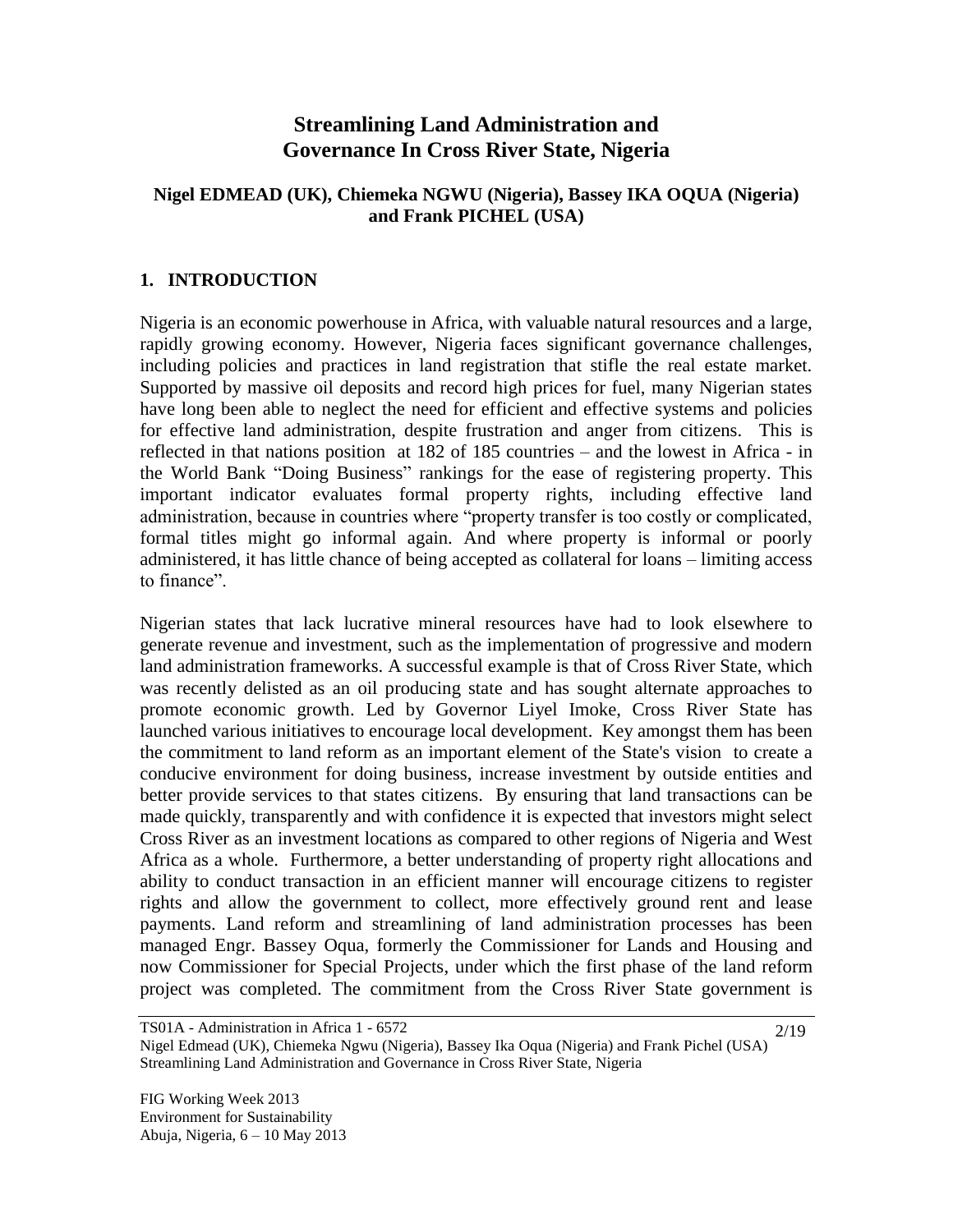# Streamlining Land Administration and Governance In Cross River State, Nigeria

**Nigel EDMEAD (UK), Chiemeka NGWU (Nigeria), Bassey IKA OQUA (Nigeria) and Frank PICHEL (USA)**

## 1. INTRODUCTION

Nigeria is an economic powerhouse in Africa, with valuable natural resources and a large, rapidly growing economy. However, Nigeria faces significant governance challenges, including policies and practices in land registration that stifle the real estate market. Supported by massive oil deposits and record high prices for fuel, many Nigerian states have long been able to neglect the need for efficient and effective systems and policies for effective land administration, despite frustration and anger from citizens. This is reflected in that nations position at 182 of 185 countries – and the lowest in Africa - in the World Bank "Doing Business" rankings for the ease of registering property. This important indicator evaluates formal property rights, including effective land administration, because in countries where "property transfer is too costly or complicated, formal titles might go informal again. And where property is informal or poorly administered, it has little chance of being accepted as collateral for loans – limiting access to finance".

Nigerian states that lack lucrative mineral resources have had to look elsewhere to generate revenue and investment, such as the implementation of progressive and modern land administration frameworks. A successful example is that of Cross River State, which was recently delisted as an oil producing state and has sought alternate approaches to promote economic growth. Led by Governor Liyel Imoke, Cross River State has launched various initiatives to encourage local development. Key amongst them has been the commitment to land reform as an important element of the State's vision to create a conducive environment for doing business, increase investment by outside entities and better provide services to that states citizens. By ensuring that land transactions can be made quickly, transparently and with confidence it is expected that investors might select Cross River as an investment locations as compared to other regions of Nigeria and West Africa as a whole. Furthermore, a better understanding of property right allocations and ability to conduct transaction in an efficient manner will encourage citizens to register rights and allow the government to collect, more effectively ground rent and lease payments. Land reform and streamlining of land administration processes has been managed Engr. Bassey Oqua, formerly the Commissioner for Lands and Housing and now Commissioner for Special Projects, under which the first phase of the land reform project was completed. The commitment from the Cross River State government is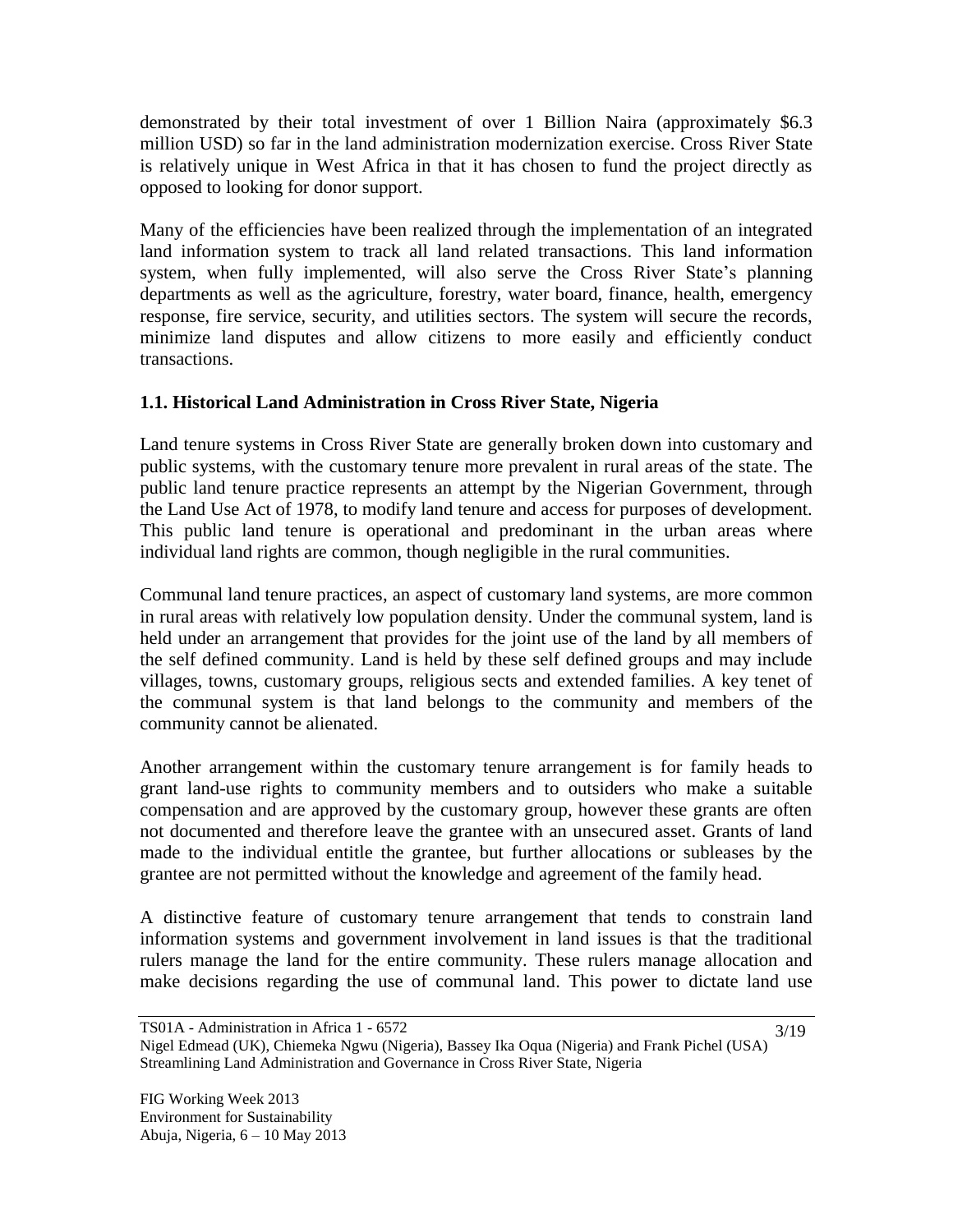demonstrated by their total investment of over 1 Billion Naira (approximately \$6.3 million USD) so far in the land administration modernization exercise. Cross River State is relatively unique in West Africa in that it has chosen to fund the project directly as opposed to looking for donor support.

Many of the efficiencies have been realized through the implementation of an integrated land information system to track all land related transactions. This land information system, when fully implemented, will also serve the Cross River State's planning departments as well as the agriculture, forestry, water board, finance, health, emergency response, fire service, security, and utilities sectors. The system will secure the records, minimize land disputes and allow citizens to more easily and efficiently conduct transactions.

### 1.1. Historical Land Administration in Cross River State, Nigeria

Land tenure systems in Cross River State are generally broken down into customary and public systems, with the customary tenure more prevalent in rural areas of the state. The public land tenure practice represents an attempt by the Nigerian Government, through the Land Use Act of 1978, to modify land tenure and access for purposes of development. This public land tenure is operational and predominant in the urban areas where individual land rights are common, though negligible in the rural communities.

Communal land tenure practices, an aspect of customary land systems, are more common in rural areas with relatively low population density. Under the communal system, land is held under an arrangement that provides for the joint use of the land by all members of the self defined community. Land is held by these self defined groups and may include villages, towns, customary groups, religious sects and extended families. A key tenet of the communal system is that land belongs to the community and members of the community cannot be alienated.

Another arrangement within the customary tenure arrangement is for family heads to grant land-use rights to community members and to outsiders who make a suitable compensation and are approved by the customary group, however these grants are often not documented and therefore leave the grantee with an unsecured asset. Grants of land made to the individual entitle the grantee, but further allocations or subleases by the grantee are not permitted without the knowledge and agreement of the family head.

A distinctive feature of customary tenure arrangement that tends to constrain land information systems and government involvement in land issues is that the traditional rulers manage the land for the entire community. These rulers manage allocation and make decisions regarding the use of communal land. This power to dictate land use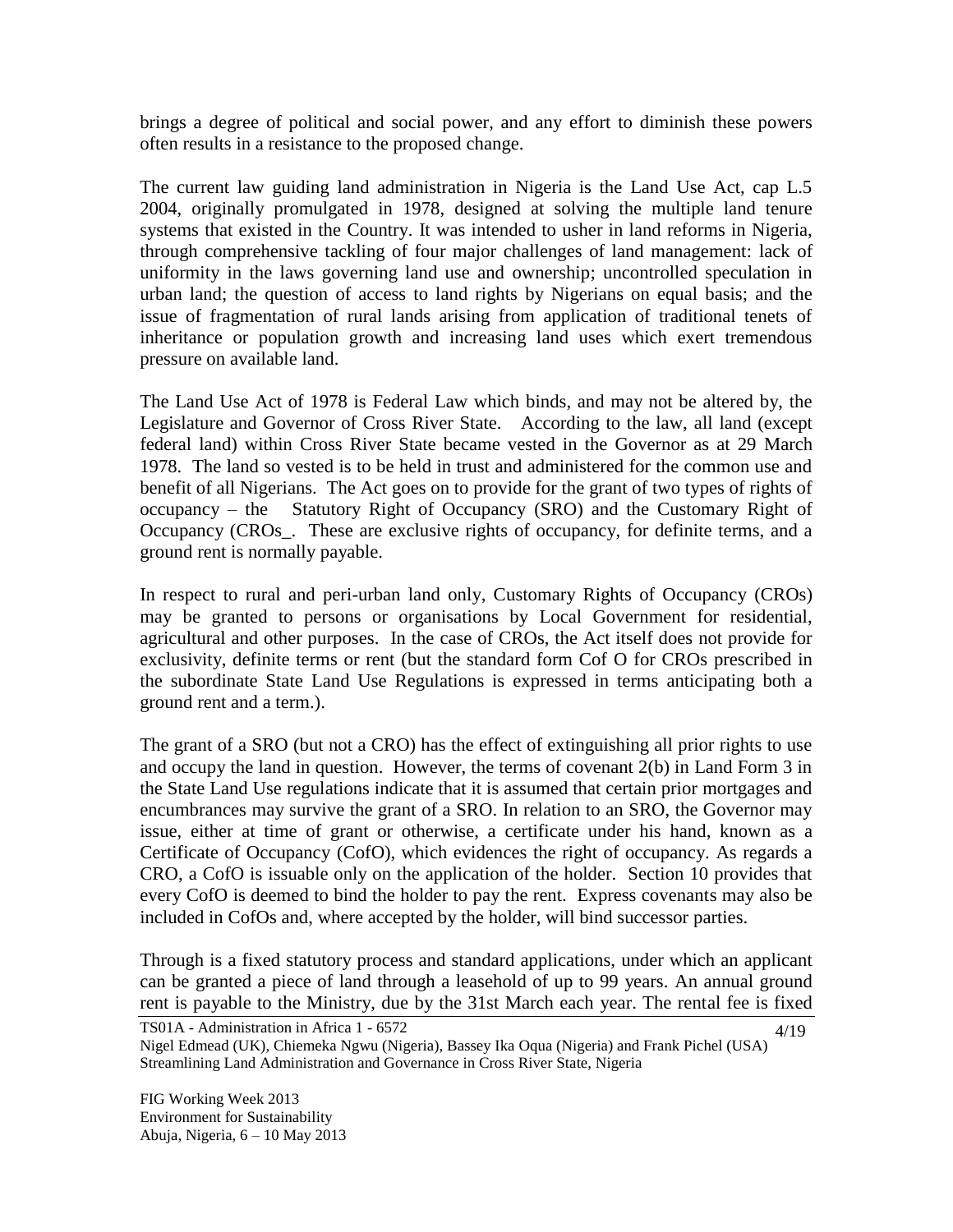brings a degree of political and social power, and any effort to diminish these powers often results in a resistance to the proposed change.

The current law guiding land administration in Nigeria is the Land Use Act, cap L.5 2004, originally promulgated in 1978, designed at solving the multiple land tenure systems that existed in the Country. It was intended to usher in land reforms in Nigeria, through comprehensive tackling of four major challenges of land management: lack of uniformity in the laws governing land use and ownership; uncontrolled speculation in urban land; the question of access to land rights by Nigerians on equal basis; and the issue of fragmentation of rural lands arising from application of traditional tenets of inheritance or population growth and increasing land uses which exert tremendous pressure on available land.

The Land Use Act of 1978 is Federal Law which binds, and may not be altered by, the Legislature and Governor of Cross River State. According to the law, all land (except federal land) within Cross River State became vested in the Governor as at 29 March 1978. The land so vested is to be held in trust and administered for the common use and benefit of all Nigerians. The Act goes on to provide for the grant of two types of rights of occupancy – the Statutory Right of Occupancy (SRO) and the Customary Right of Occupancy (CROs_. These are exclusive rights of occupancy, for definite terms, and a ground rent is normally payable.

In respect to rural and peri-urban land only, Customary Rights of Occupancy (CROs) may be granted to persons or organisations by Local Government for residential, agricultural and other purposes. In the case of CROs, the Act itself does not provide for exclusivity, definite terms or rent (but the standard form Cof O for CROs prescribed in the subordinate State Land Use Regulations is expressed in terms anticipating both a ground rent and a term.).

The grant of a SRO (but not a CRO) has the effect of extinguishing all prior rights to use and occupy the land in question. However, the terms of covenant 2(b) in Land Form 3 in the State Land Use regulations indicate that it is assumed that certain prior mortgages and encumbrances may survive the grant of a SRO. In relation to an SRO, the Governor may issue, either at time of grant or otherwise, a certificate under his hand, known as a Certificate of Occupancy (CofO), which evidences the right of occupancy. As regards a CRO, a CofO is issuable only on the application of the holder. Section 10 provides that every CofO is deemed to bind the holder to pay the rent. Express covenants may also be included in CofOs and, where accepted by the holder, will bind successor parties.

Through is a fixed statutory process and standard applications, under which an applicant can be granted a piece of land through a leasehold of up to 99 years. An annual ground rent is payable to the Ministry, due by the 31st March each year. The rental fee is fixed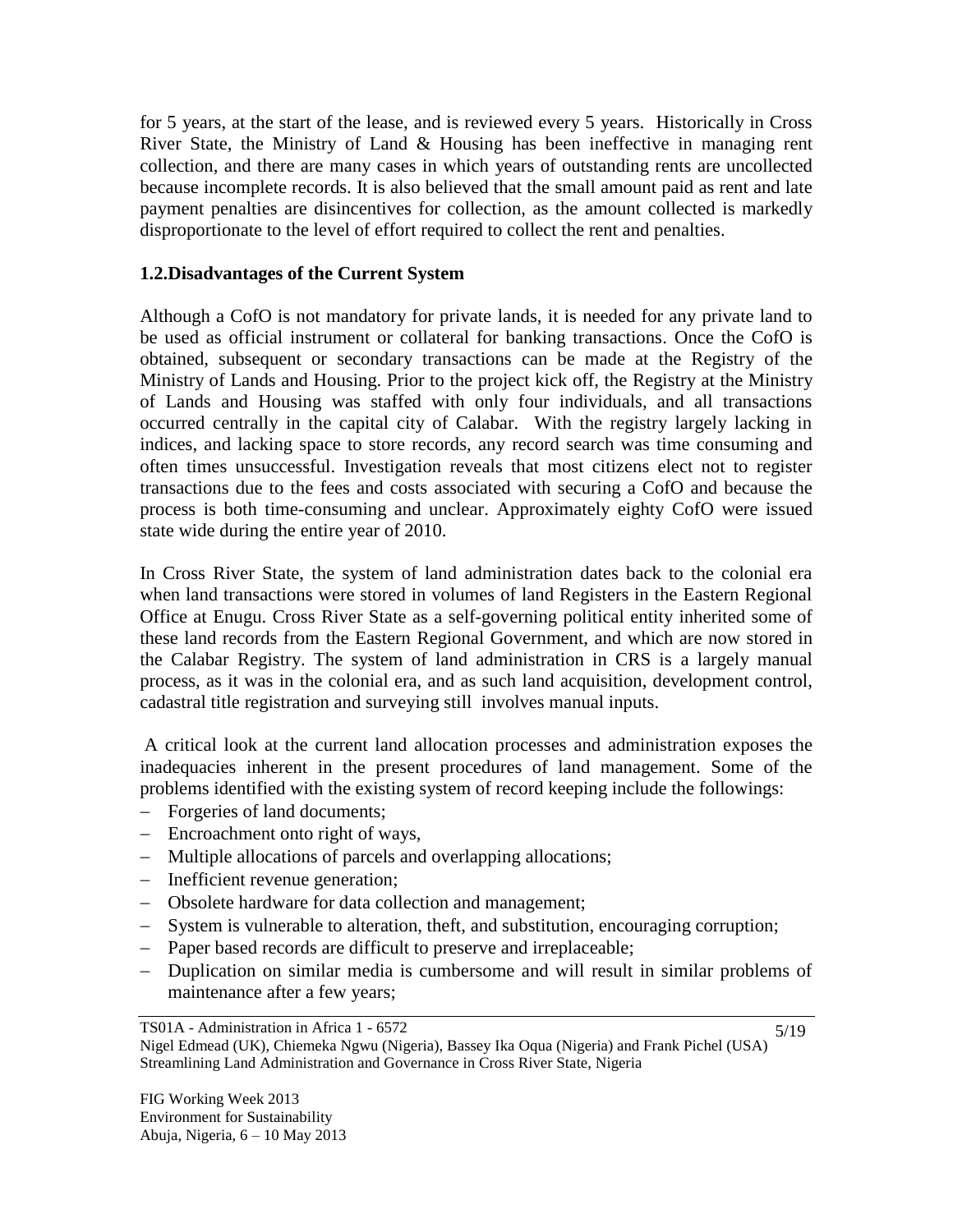for 5 years, at the start of the lease, and is reviewed every 5 years. Historically in Cross River State, the Ministry of Land & Housing has been ineffective in managing rent collection, and there are many cases in which years of outstanding rents are uncollected because incomplete records. It is also believed that the small amount paid as rent and late payment penalties are disincentives for collection, as the amount collected is markedly disproportionate to the level of effort required to collect the rent and penalties.

### 1.2.Disadvantages of the Current System

Although a CofO is not mandatory for private lands, it is needed for any private land to be used as official instrument or collateral for banking transactions. Once the CofO is obtained, subsequent or secondary transactions can be made at the Registry of the Ministry of Lands and Housing. Prior to the project kick off, the Registry at the Ministry of Lands and Housing was staffed with only four individuals, and all transactions occurred centrally in the capital city of Calabar. With the registry largely lacking in indices, and lacking space to store records, any record search was time consuming and often times unsuccessful. Investigation reveals that most citizens elect not to register transactions due to the fees and costs associated with securing a CofO and because the process is both time-consuming and unclear. Approximately eighty CofO were issued state wide during the entire year of 2010.

In Cross River State, the system of land administration dates back to the colonial era when land transactions were stored in volumes of land Registers in the Eastern Regional Office at Enugu. Cross River State as a self-governing political entity inherited some of these land records from the Eastern Regional Government, and which are now stored in the Calabar Registry. The system of land administration in CRS is a largely manual process, as it was in the colonial era, and as such land acquisition, development control, cadastral title registration and surveying still involves manual inputs.

A critical look at the current land allocation processes and administration exposes the inadequacies inherent in the present procedures of land management. Some of the problems identified with the existing system of record keeping include the followings:

- Forgeries of land documents;
- Encroachment onto right of ways,
- Multiple allocations of parcels and overlapping allocations;
- Inefficient revenue generation;
- Obsolete hardware for data collection and management;
- System is vulnerable to alteration, theft, and substitution, encouraging corruption;
- Paper based records are difficult to preserve and irreplaceable;
- Duplication on similar media is cumbersome and will result in similar problems of maintenance after a few years;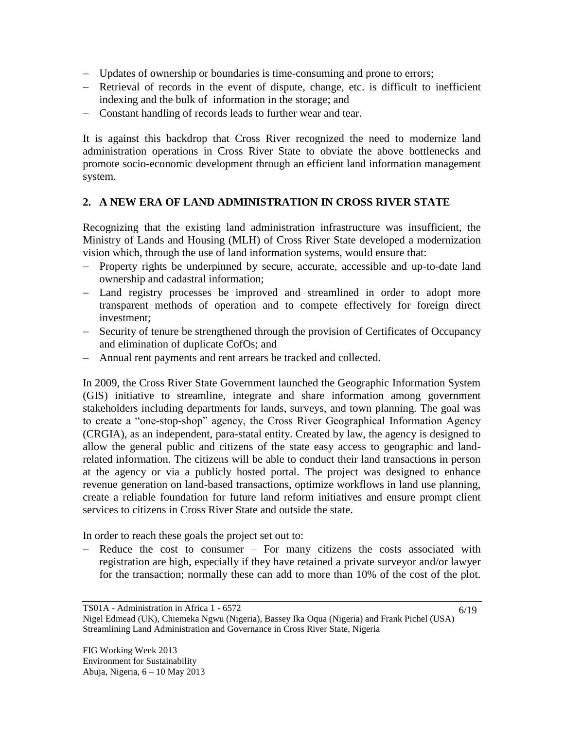- Updates of ownership or boundaries is time-consuming and prone to errors;
- Retrieval of records in the event of dispute, change, etc. is difficult to inefficient indexing and the bulk of information in the storage; and
- Constant handling of records leads to further wear and tear.

It is against this backdrop that Cross River recognized the need to modernize land administration operations in Cross River State to obviate the above bottlenecks and promote socio-economic development through an efficient land information management system.

## 2. A NEW ERA OF LAND ADMINISTRATION IN CROSS RIVER STATE

Recognizing that the existing land administration infrastructure was insufficient, the Ministry of Lands and Housing (MLH) of Cross River State developed a modernization vision which, through the use of land information systems, would ensure that:

- Property rights be underpinned by secure, accurate, accessible and up-to-date land ownership and cadastral information;
- Land registry processes be improved and streamlined in order to adopt more transparent methods of operation and to compete effectively for foreign direct investment;
- Security of tenure be strengthened through the provision of Certificates of Occupancy and elimination of duplicate CofOs; and
- Annual rent payments and rent arrears be tracked and collected.

In 2009, the Cross River State Government launched the Geographic Information System (GIS) initiative to streamline, integrate and share information among government stakeholders including departments for lands, surveys, and town planning. The goal was to create a "one-stop-shop" agency, the Cross River Geographical Information Agency (CRGIA), as an independent, para-statal entity. Created by law, the agency is designed to allow the general public and citizens of the state easy access to geographic and land-related information. The citizens will be able to conduct their land transactions in person at the agency or via a publicly hosted portal. The project was designed to enhance revenue generation on land-based transactions, optimize workflows in land use planning, create a reliable foundation for future land reform initiatives and ensure prompt client services to citizens in Cross River State and outside the state.

In order to reach these goals the project set out to:

- Reduce the cost to consumer – For many citizens the costs associated with registration are high, especially if they have retained a private surveyor and/or lawyer for the transaction; normally these can add to more than 10% of the cost of the plot.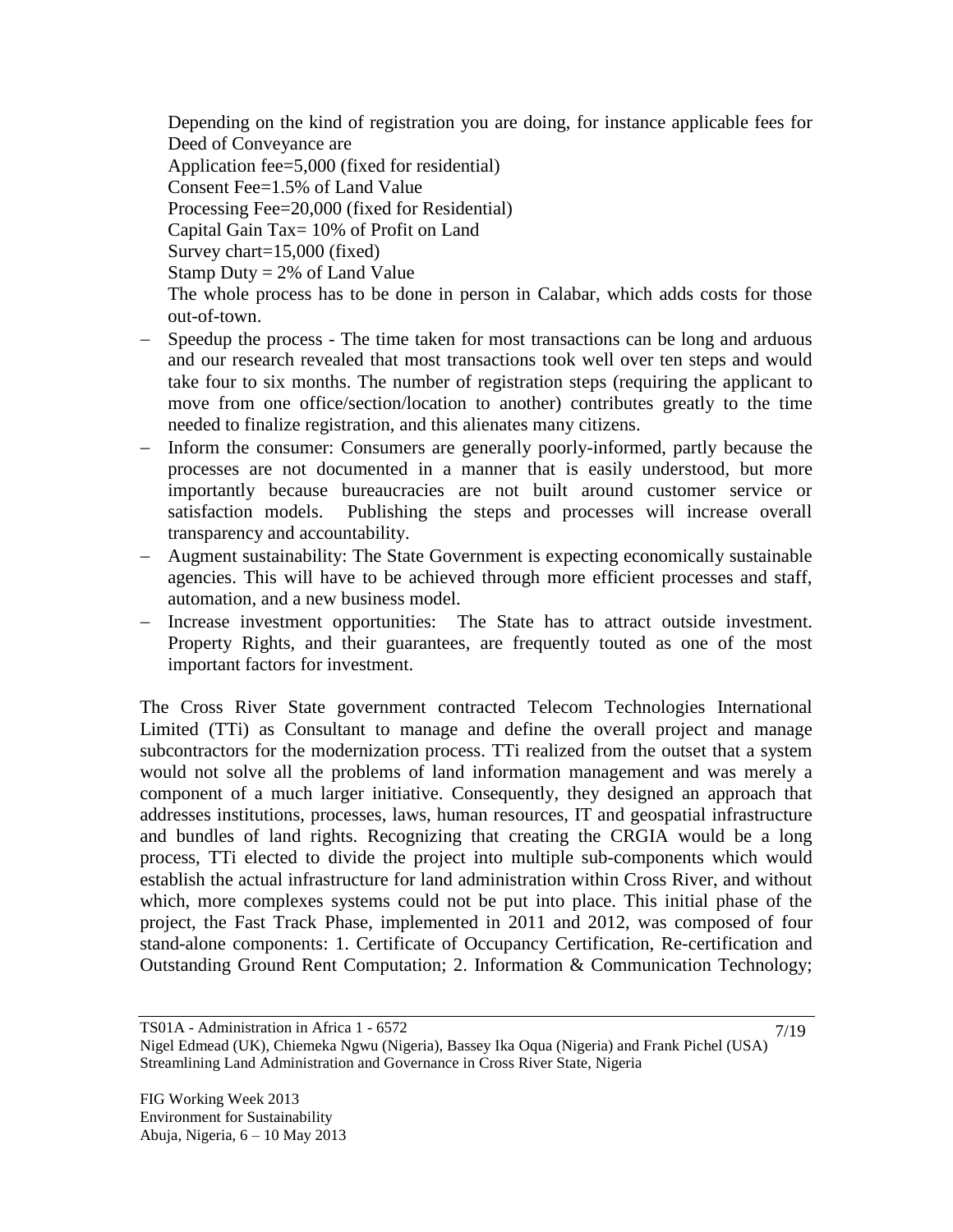Depending on the kind of registration you are doing, for instance applicable fees for Deed of Conveyance are

Application fee=5,000 (fixed for residential)

Consent Fee=1.5% of Land Value

Processing Fee=20,000 (fixed for Residential)

Capital Gain Tax= 10% of Profit on Land

Survey chart=15,000 (fixed)

Stamp Duty = 2% of Land Value

The whole process has to be done in person in Calabar, which adds costs for those out-of-town.

- Speedup the process - The time taken for most transactions can be long and arduous and our research revealed that most transactions took well over ten steps and would take four to six months. The number of registration steps (requiring the applicant to move from one office/section/location to another) contributes greatly to the time needed to finalize registration, and this alienates many citizens.
- Inform the consumer: Consumers are generally poorly-informed, partly because the processes are not documented in a manner that is easily understood, but more importantly because bureaucracies are not built around customer service or satisfaction models. Publishing the steps and processes will increase overall transparency and accountability.
- Augment sustainability: The State Government is expecting economically sustainable agencies. This will have to be achieved through more efficient processes and staff, automation, and a new business model.
- Increase investment opportunities: The State has to attract outside investment. Property Rights, and their guarantees, are frequently touted as one of the most important factors for investment.

The Cross River State government contracted Telecom Technologies International Limited (TTi) as Consultant to manage and define the overall project and manage subcontractors for the modernization process. TTi realized from the outset that a system would not solve all the problems of land information management and was merely a component of a much larger initiative. Consequently, they designed an approach that addresses institutions, processes, laws, human resources, IT and geospatial infrastructure and bundles of land rights. Recognizing that creating the CRGIA would be a long process, TTi elected to divide the project into multiple sub-components which would establish the actual infrastructure for land administration within Cross River, and without which, more complexes systems could not be put into place. This initial phase of the project, the Fast Track Phase, implemented in 2011 and 2012, was composed of four stand-alone components: 1. Certificate of Occupancy Certification, Re-certification and Outstanding Ground Rent Computation; 2. Information & Communication Technology;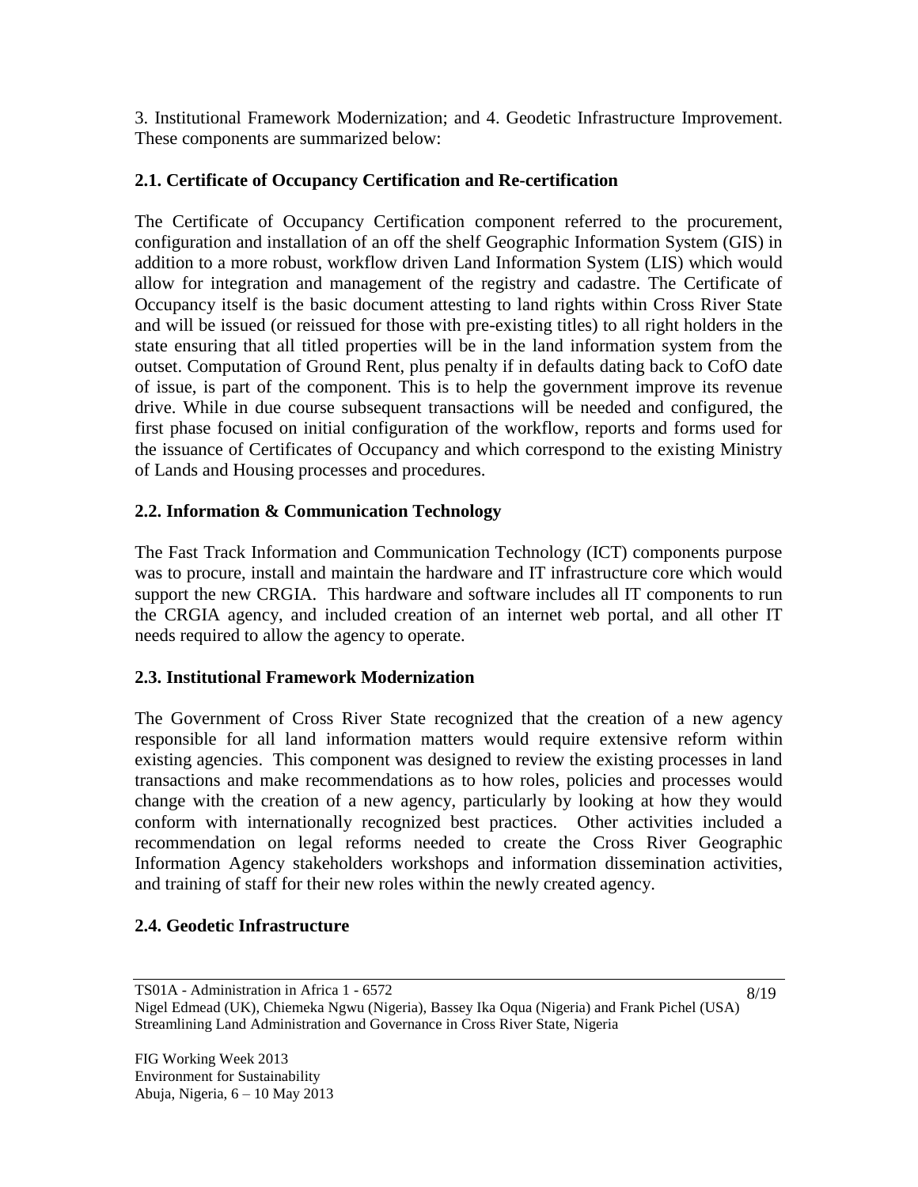3. Institutional Framework Modernization; and 4. Geodetic Infrastructure Improvement. These components are summarized below:

### 2.1. Certificate of Occupancy Certification and Re-certification

The Certificate of Occupancy Certification component referred to the procurement, configuration and installation of an off the shelf Geographic Information System (GIS) in addition to a more robust, workflow driven Land Information System (LIS) which would allow for integration and management of the registry and cadastre. The Certificate of Occupancy itself is the basic document attesting to land rights within Cross River State and will be issued (or reissued for those with pre-existing titles) to all right holders in the state ensuring that all titled properties will be in the land information system from the outset. Computation of Ground Rent, plus penalty if in defaults dating back to CofO date of issue, is part of the component. This is to help the government improve its revenue drive. While in due course subsequent transactions will be needed and configured, the first phase focused on initial configuration of the workflow, reports and forms used for the issuance of Certificates of Occupancy and which correspond to the existing Ministry of Lands and Housing processes and procedures.

### 2.2. Information & Communication Technology

The Fast Track Information and Communication Technology (ICT) components purpose was to procure, install and maintain the hardware and IT infrastructure core which would support the new CRGIA. This hardware and software includes all IT components to run the CRGIA agency, and included creation of an internet web portal, and all other IT needs required to allow the agency to operate.

### 2.3. Institutional Framework Modernization

The Government of Cross River State recognized that the creation of a new agency responsible for all land information matters would require extensive reform within existing agencies. This component was designed to review the existing processes in land transactions and make recommendations as to how roles, policies and processes would change with the creation of a new agency, particularly by looking at how they would conform with internationally recognized best practices. Other activities included a recommendation on legal reforms needed to create the Cross River Geographic Information Agency stakeholders workshops and information dissemination activities, and training of staff for their new roles within the newly created agency.

### 2.4. Geodetic Infrastructure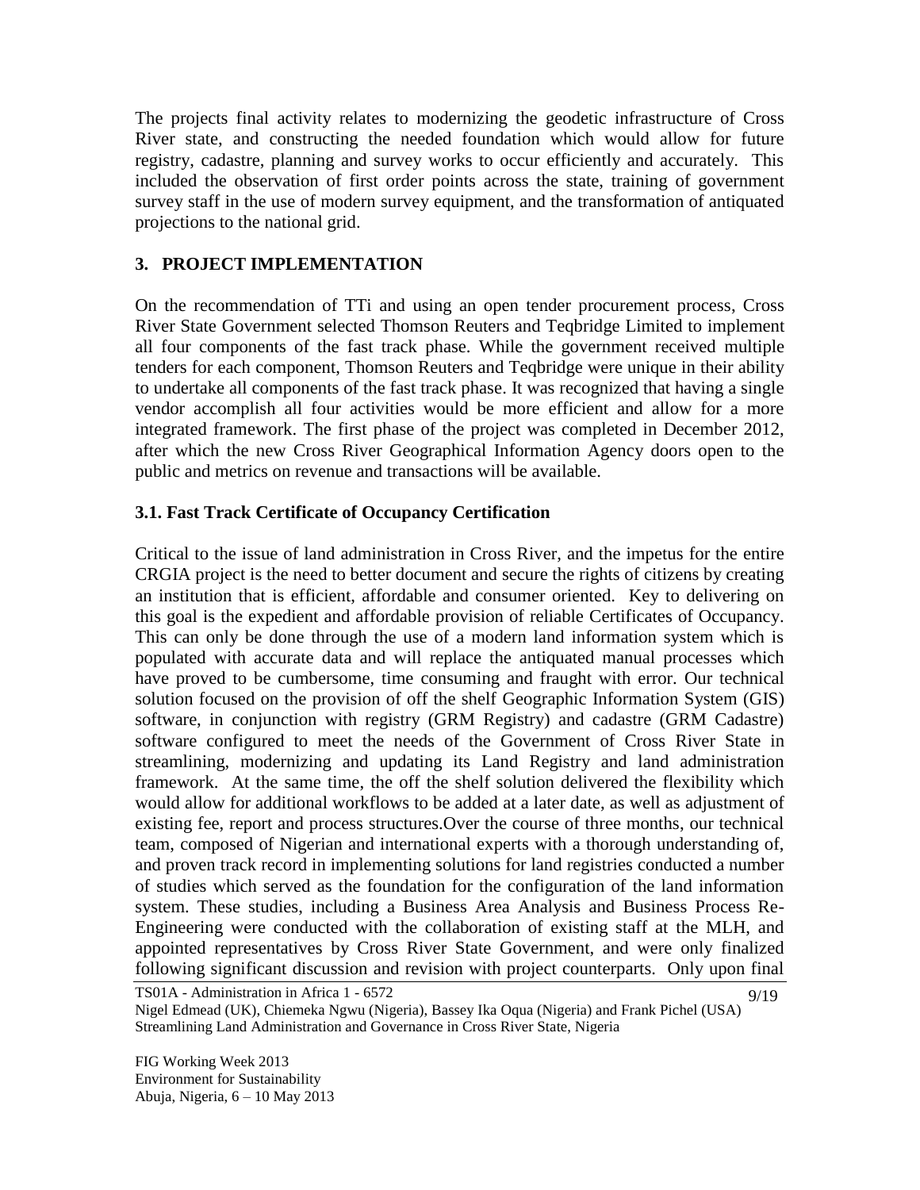The projects final activity relates to modernizing the geodetic infrastructure of Cross River state, and constructing the needed foundation which would allow for future registry, cadastre, planning and survey works to occur efficiently and accurately. This included the observation of first order points across the state, training of government survey staff in the use of modern survey equipment, and the transformation of antiquated projections to the national grid.

## 3. PROJECT IMPLEMENTATION

On the recommendation of TTi and using an open tender procurement process, Cross River State Government selected Thomson Reuters and Teqbridge Limited to implement all four components of the fast track phase. While the government received multiple tenders for each component, Thomson Reuters and Teqbridge were unique in their ability to undertake all components of the fast track phase. It was recognized that having a single vendor accomplish all four activities would be more efficient and allow for a more integrated framework. The first phase of the project was completed in December 2012, after which the new Cross River Geographical Information Agency doors open to the public and metrics on revenue and transactions will be available.

### 3.1. Fast Track Certificate of Occupancy Certification

Critical to the issue of land administration in Cross River, and the impetus for the entire CRGIA project is the need to better document and secure the rights of citizens by creating an institution that is efficient, affordable and consumer oriented. Key to delivering on this goal is the expedient and affordable provision of reliable Certificates of Occupancy. This can only be done through the use of a modern land information system which is populated with accurate data and will replace the antiquated manual processes which have proved to be cumbersome, time consuming and fraught with error. Our technical solution focused on the provision of off the shelf Geographic Information System (GIS) software, in conjunction with registry (GRM Registry) and cadastre (GRM Cadastre) software configured to meet the needs of the Government of Cross River State in streamlining, modernizing and updating its Land Registry and land administration framework. At the same time, the off the shelf solution delivered the flexibility which would allow for additional workflows to be added at a later date, as well as adjustment of existing fee, report and process structures.Over the course of three months, our technical team, composed of Nigerian and international experts with a thorough understanding of, and proven track record in implementing solutions for land registries conducted a number of studies which served as the foundation for the configuration of the land information system. These studies, including a Business Area Analysis and Business Process Re-Engineering were conducted with the collaboration of existing staff at the MLH, and appointed representatives by Cross River State Government, and were only finalized following significant discussion and revision with project counterparts. Only upon final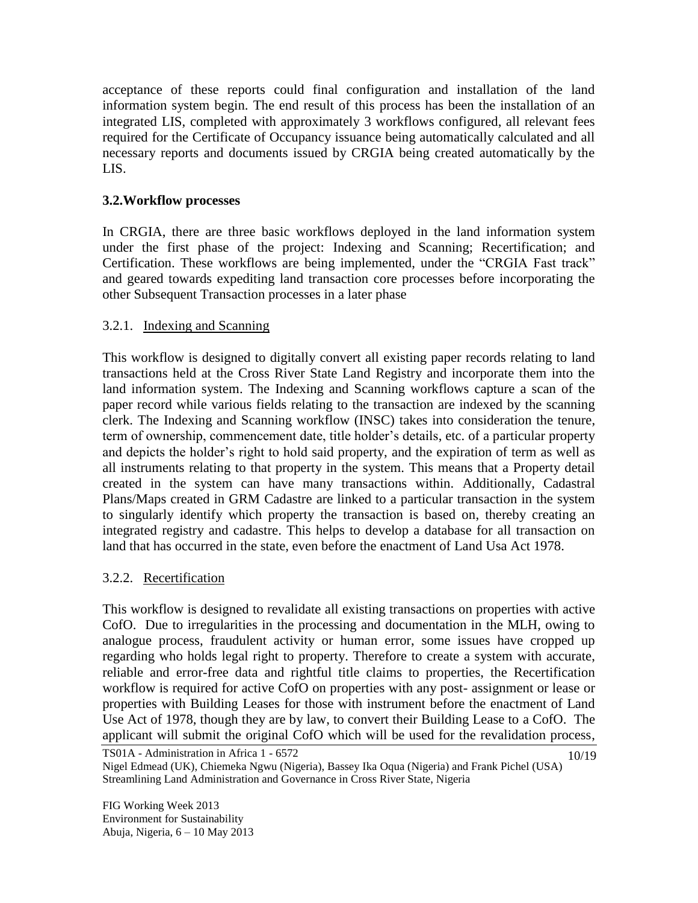acceptance of these reports could final configuration and installation of the land information system begin. The end result of this process has been the installation of an integrated LIS, completed with approximately 3 workflows configured, all relevant fees required for the Certificate of Occupancy issuance being automatically calculated and all necessary reports and documents issued by CRGIA being created automatically by the LIS.

### 3.2. Workflow processes

In CRGIA, there are three basic workflows deployed in the land information system under the first phase of the project: Indexing and Scanning; Recertification; and Certification. These workflows are being implemented, under the "CRGIA Fast track" and geared towards expediting land transaction core processes before incorporating the other Subsequent Transaction processes in a later phase

#### 3.2.1. Indexing and Scanning

This workflow is designed to digitally convert all existing paper records relating to land transactions held at the Cross River State Land Registry and incorporate them into the land information system. The Indexing and Scanning workflows capture a scan of the paper record while various fields relating to the transaction are indexed by the scanning clerk. The Indexing and Scanning workflow (INSC) takes into consideration the tenure, term of ownership, commencement date, title holder's details, etc. of a particular property and depicts the holder's right to hold said property, and the expiration of term as well as all instruments relating to that property in the system. This means that a Property detail created in the system can have many transactions within. Additionally, Cadastral Plans/Maps created in GRM Cadastre are linked to a particular transaction in the system to singularly identify which property the transaction is based on, thereby creating an integrated registry and cadastre. This helps to develop a database for all transaction on land that has occurred in the state, even before the enactment of Land Usa Act 1978.

#### 3.2.2. Recertification

This workflow is designed to revalidate all existing transactions on properties with active CofO. Due to irregularities in the processing and documentation in the MLH, owing to analogue process, fraudulent activity or human error, some issues have cropped up regarding who holds legal right to property. Therefore to create a system with accurate, reliable and error-free data and rightful title claims to properties, the Recertification workflow is required for active CofO on properties with any post- assignment or lease or properties with Building Leases for those with instrument before the enactment of Land Use Act of 1978, though they are by law, to convert their Building Lease to a CofO. The applicant will submit the original CofO which will be used for the revalidation process,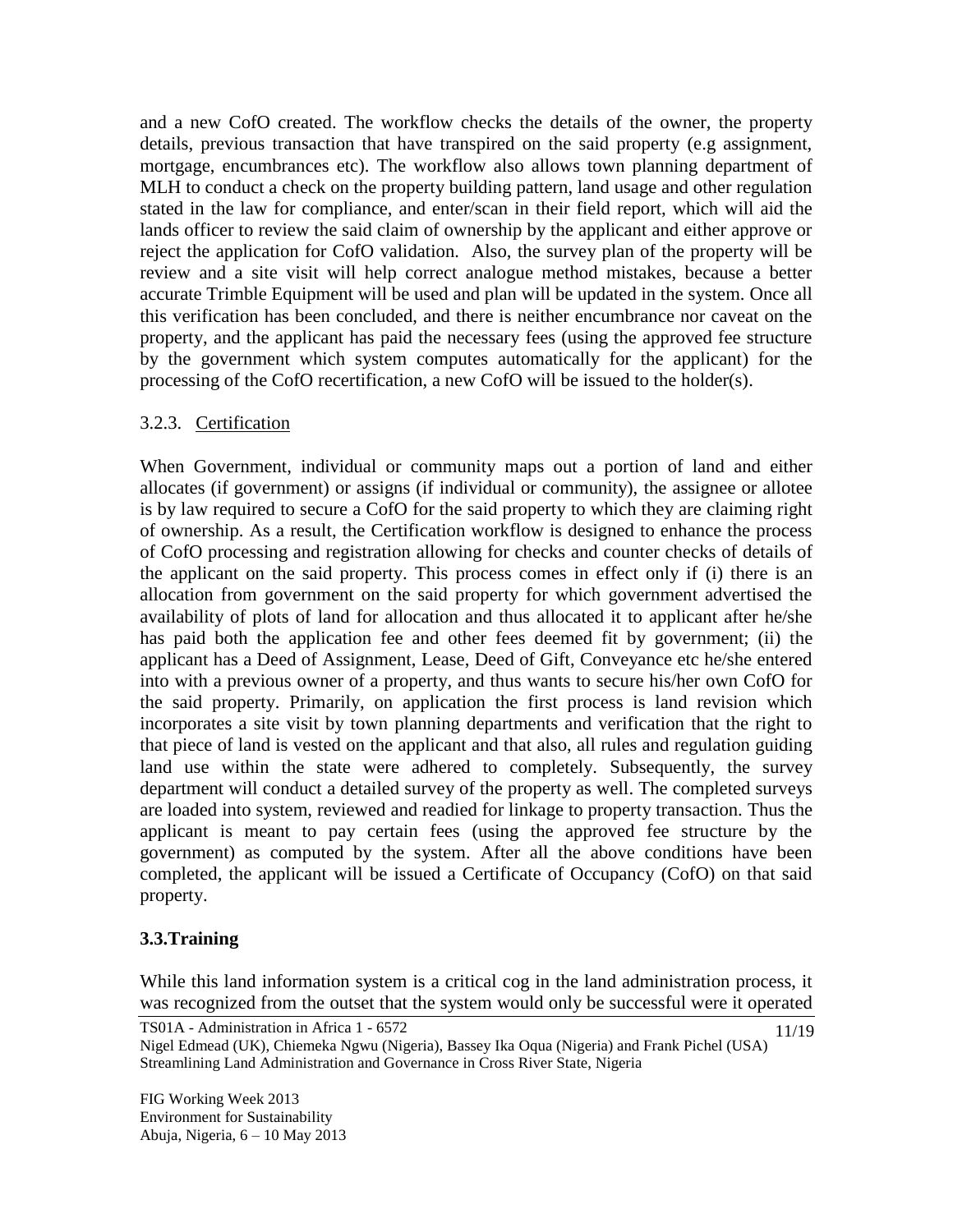and a new CofO created. The workflow checks the details of the owner, the property details, previous transaction that have transpired on the said property (e.g assignment, mortgage, encumbrances etc). The workflow also allows town planning department of MLH to conduct a check on the property building pattern, land usage and other regulation stated in the law for compliance, and enter/scan in their field report, which will aid the lands officer to review the said claim of ownership by the applicant and either approve or reject the application for CofO validation. Also, the survey plan of the property will be review and a site visit will help correct analogue method mistakes, because a better accurate Trimble Equipment will be used and plan will be updated in the system. Once all this verification has been concluded, and there is neither encumbrance nor caveat on the property, and the applicant has paid the necessary fees (using the approved fee structure by the government which system computes automatically for the applicant) for the processing of the CofO recertification, a new CofO will be issued to the holder(s).

#### 3.2.3. Certification

When Government, individual or community maps out a portion of land and either allocates (if government) or assigns (if individual or community), the assignee or allotee is by law required to secure a CofO for the said property to which they are claiming right of ownership. As a result, the Certification workflow is designed to enhance the process of CofO processing and registration allowing for checks and counter checks of details of the applicant on the said property. This process comes in effect only if (i) there is an allocation from government on the said property for which government advertised the availability of plots of land for allocation and thus allocated it to applicant after he/she has paid both the application fee and other fees deemed fit by government; (ii) the applicant has a Deed of Assignment, Lease, Deed of Gift, Conveyance etc he/she entered into with a previous owner of a property, and thus wants to secure his/her own CofO for the said property. Primarily, on application the first process is land revision which incorporates a site visit by town planning departments and verification that the right to that piece of land is vested on the applicant and that also, all rules and regulation guiding land use within the state were adhered to completely. Subsequently, the survey department will conduct a detailed survey of the property as well. The completed surveys are loaded into system, reviewed and readied for linkage to property transaction. Thus the applicant is meant to pay certain fees (using the approved fee structure by the government) as computed by the system. After all the above conditions have been completed, the applicant will be issued a Certificate of Occupancy (CofO) on that said property.

### 3.3. Training

While this land information system is a critical cog in the land administration process, it was recognized from the outset that the system would only be successful were it operated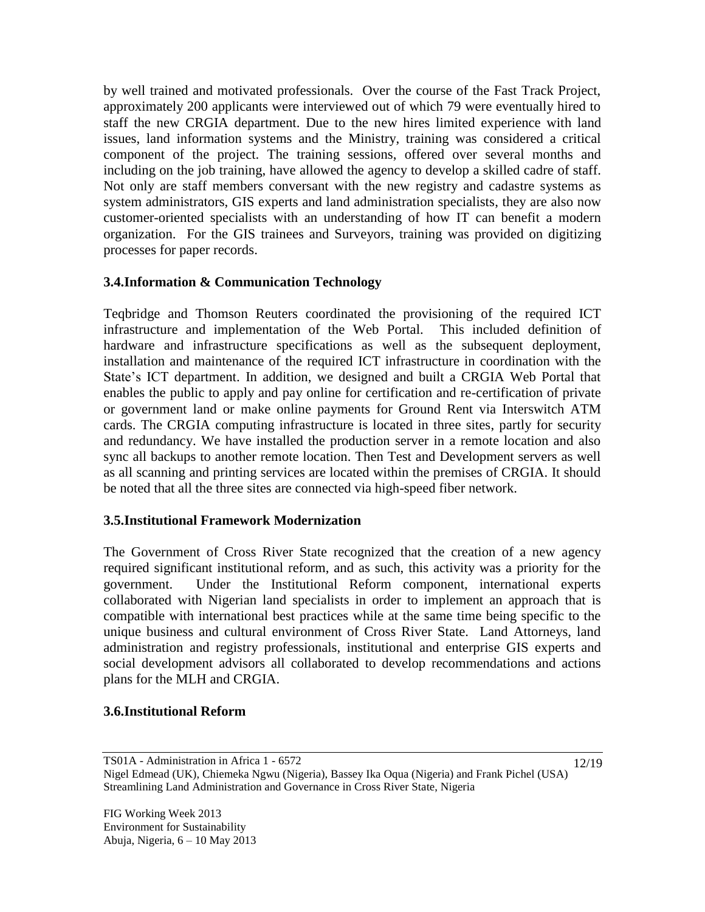by well trained and motivated professionals. Over the course of the Fast Track Project, approximately 200 applicants were interviewed out of which 79 were eventually hired to staff the new CRGIA department. Due to the new hires limited experience with land issues, land information systems and the Ministry, training was considered a critical component of the project. The training sessions, offered over several months and including on the job training, have allowed the agency to develop a skilled cadre of staff. Not only are staff members conversant with the new registry and cadastre systems as system administrators, GIS experts and land administration specialists, they are also now customer-oriented specialists with an understanding of how IT can benefit a modern organization. For the GIS trainees and Surveyors, training was provided on digitizing processes for paper records.

### 3.4.Information & Communication Technology

Teqbridge and Thomson Reuters coordinated the provisioning of the required ICT infrastructure and implementation of the Web Portal. This included definition of hardware and infrastructure specifications as well as the subsequent deployment, installation and maintenance of the required ICT infrastructure in coordination with the State's ICT department. In addition, we designed and built a CRGIA Web Portal that enables the public to apply and pay online for certification and re-certification of private or government land or make online payments for Ground Rent via Interswitch ATM cards. The CRGIA computing infrastructure is located in three sites, partly for security and redundancy. We have installed the production server in a remote location and also sync all backups to another remote location. Then Test and Development servers as well as all scanning and printing services are located within the premises of CRGIA. It should be noted that all the three sites are connected via high-speed fiber network.

### 3.5.Institutional Framework Modernization

The Government of Cross River State recognized that the creation of a new agency required significant institutional reform, and as such, this activity was a priority for the government. Under the Institutional Reform component, international experts collaborated with Nigerian land specialists in order to implement an approach that is compatible with international best practices while at the same time being specific to the unique business and cultural environment of Cross River State. Land Attorneys, land administration and registry professionals, institutional and enterprise GIS experts and social development advisors all collaborated to develop recommendations and actions plans for the MLH and CRGIA.

### 3.6.Institutional Reform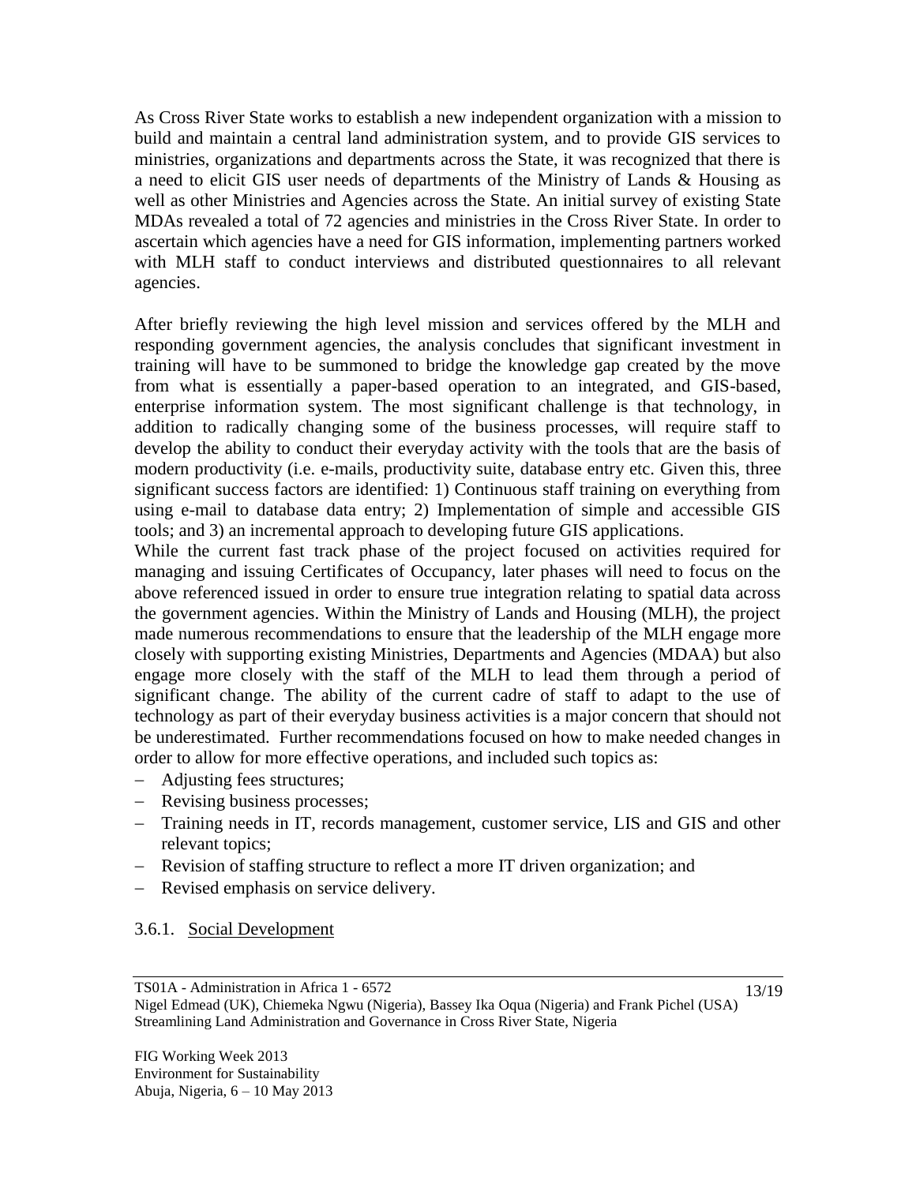As Cross River State works to establish a new independent organization with a mission to build and maintain a central land administration system, and to provide GIS services to ministries, organizations and departments across the State, it was recognized that there is a need to elicit GIS user needs of departments of the Ministry of Lands & Housing as well as other Ministries and Agencies across the State. An initial survey of existing State MDAs revealed a total of 72 agencies and ministries in the Cross River State. In order to ascertain which agencies have a need for GIS information, implementing partners worked with MLH staff to conduct interviews and distributed questionnaires to all relevant agencies.

After briefly reviewing the high level mission and services offered by the MLH and responding government agencies, the analysis concludes that significant investment in training will have to be summoned to bridge the knowledge gap created by the move from what is essentially a paper-based operation to an integrated, and GIS-based, enterprise information system. The most significant challenge is that technology, in addition to radically changing some of the business processes, will require staff to develop the ability to conduct their everyday activity with the tools that are the basis of modern productivity (i.e. e-mails, productivity suite, database entry etc. Given this, three significant success factors are identified: 1) Continuous staff training on everything from using e-mail to database data entry; 2) Implementation of simple and accessible GIS tools; and 3) an incremental approach to developing future GIS applications.

While the current fast track phase of the project focused on activities required for managing and issuing Certificates of Occupancy, later phases will need to focus on the above referenced issued in order to ensure true integration relating to spatial data across the government agencies. Within the Ministry of Lands and Housing (MLH), the project made numerous recommendations to ensure that the leadership of the MLH engage more closely with supporting existing Ministries, Departments and Agencies (MDAA) but also engage more closely with the staff of the MLH to lead them through a period of significant change. The ability of the current cadre of staff to adapt to the use of technology as part of their everyday business activities is a major concern that should not be underestimated. Further recommendations focused on how to make needed changes in order to allow for more effective operations, and included such topics as:

- Adjusting fees structures;
- Revising business processes;
- Training needs in IT, records management, customer service, LIS and GIS and other relevant topics;
- Revision of staffing structure to reflect a more IT driven organization; and
- Revised emphasis on service delivery.

#### 3.6.1. Social Development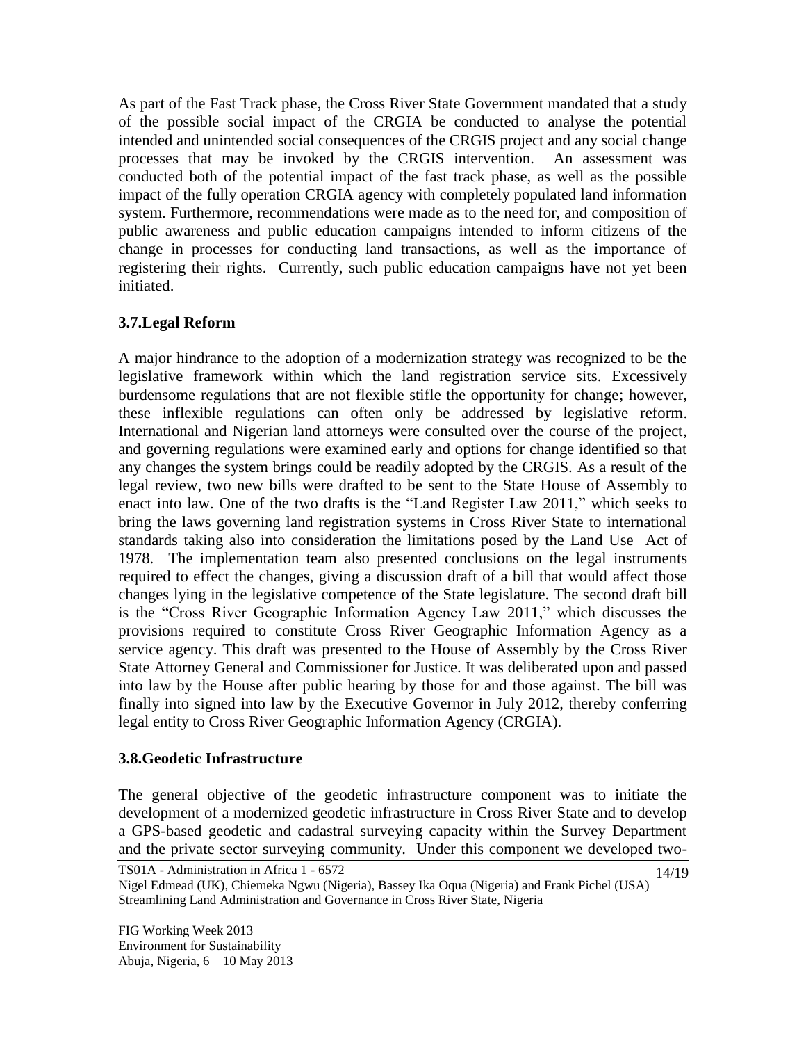As part of the Fast Track phase, the Cross River State Government mandated that a study of the possible social impact of the CRGIA be conducted to analyse the potential intended and unintended social consequences of the CRGIS project and any social change processes that may be invoked by the CRGIS intervention. An assessment was conducted both of the potential impact of the fast track phase, as well as the possible impact of the fully operation CRGIA agency with completely populated land information system. Furthermore, recommendations were made as to the need for, and composition of public awareness and public education campaigns intended to inform citizens of the change in processes for conducting land transactions, as well as the importance of registering their rights. Currently, such public education campaigns have not yet been initiated.

### 3.7. Legal Reform

A major hindrance to the adoption of a modernization strategy was recognized to be the legislative framework within which the land registration service sits. Excessively burdensome regulations that are not flexible stifle the opportunity for change; however, these inflexible regulations can often only be addressed by legislative reform. International and Nigerian land attorneys were consulted over the course of the project, and governing regulations were examined early and options for change identified so that any changes the system brings could be readily adopted by the CRGIS. As a result of the legal review, two new bills were drafted to be sent to the State House of Assembly to enact into law. One of the two drafts is the "Land Register Law 2011," which seeks to bring the laws governing land registration systems in Cross River State to international standards taking also into consideration the limitations posed by the Land Use Act of 1978. The implementation team also presented conclusions on the legal instruments required to effect the changes, giving a discussion draft of a bill that would affect those changes lying in the legislative competence of the State legislature. The second draft bill is the "Cross River Geographic Information Agency Law 2011," which discusses the provisions required to constitute Cross River Geographic Information Agency as a service agency. This draft was presented to the House of Assembly by the Cross River State Attorney General and Commissioner for Justice. It was deliberated upon and passed into law by the House after public hearing by those for and those against. The bill was finally into signed into law by the Executive Governor in July 2012, thereby conferring legal entity to Cross River Geographic Information Agency (CRGIA).

### 3.8. Geodetic Infrastructure

The general objective of the geodetic infrastructure component was to initiate the development of a modernized geodetic infrastructure in Cross River State and to develop a GPS-based geodetic and cadastral surveying capacity within the Survey Department and the private sector surveying community. Under this component we developed two-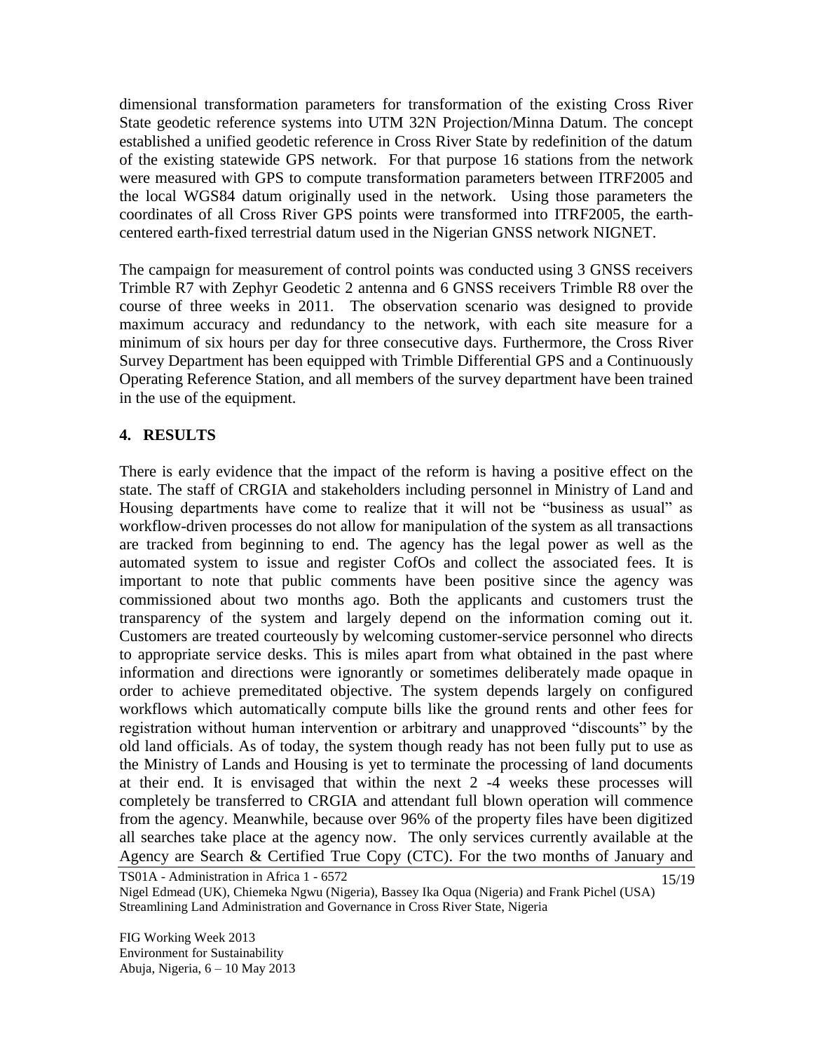dimensional transformation parameters for transformation of the existing Cross River State geodetic reference systems into UTM 32N Projection/Minna Datum. The concept established a unified geodetic reference in Cross River State by redefinition of the datum of the existing statewide GPS network. For that purpose 16 stations from the network were measured with GPS to compute transformation parameters between ITRF2005 and the local WGS84 datum originally used in the network. Using those parameters the coordinates of all Cross River GPS points were transformed into ITRF2005, the earth-centered earth-fixed terrestrial datum used in the Nigerian GNSS network NIGNET.

The campaign for measurement of control points was conducted using 3 GNSS receivers Trimble R7 with Zephyr Geodetic 2 antenna and 6 GNSS receivers Trimble R8 over the course of three weeks in 2011. The observation scenario was designed to provide maximum accuracy and redundancy to the network, with each site measure for a minimum of six hours per day for three consecutive days. Furthermore, the Cross River Survey Department has been equipped with Trimble Differential GPS and a Continuously Operating Reference Station, and all members of the survey department have been trained in the use of the equipment.

## 4. RESULTS

There is early evidence that the impact of the reform is having a positive effect on the state. The staff of CRGIA and stakeholders including personnel in Ministry of Land and Housing departments have come to realize that it will not be "business as usual" as workflow-driven processes do not allow for manipulation of the system as all transactions are tracked from beginning to end. The agency has the legal power as well as the automated system to issue and register CofOs and collect the associated fees. It is important to note that public comments have been positive since the agency was commissioned about two months ago. Both the applicants and customers trust the transparency of the system and largely depend on the information coming out it. Customers are treated courteously by welcoming customer-service personnel who directs to appropriate service desks. This is miles apart from what obtained in the past where information and directions were ignorantly or sometimes deliberately made opaque in order to achieve premeditated objective. The system depends largely on configured workflows which automatically compute bills like the ground rents and other fees for registration without human intervention or arbitrary and unapproved "discounts" by the old land officials. As of today, the system though ready has not been fully put to use as the Ministry of Lands and Housing is yet to terminate the processing of land documents at their end. It is envisaged that within the next 2 -4 weeks these processes will completely be transferred to CRGIA and attendant full blown operation will commence from the agency. Meanwhile, because over 96% of the property files have been digitized all searches take place at the agency now. The only services currently available at the Agency are Search & Certified True Copy (CTC). For the two months of January and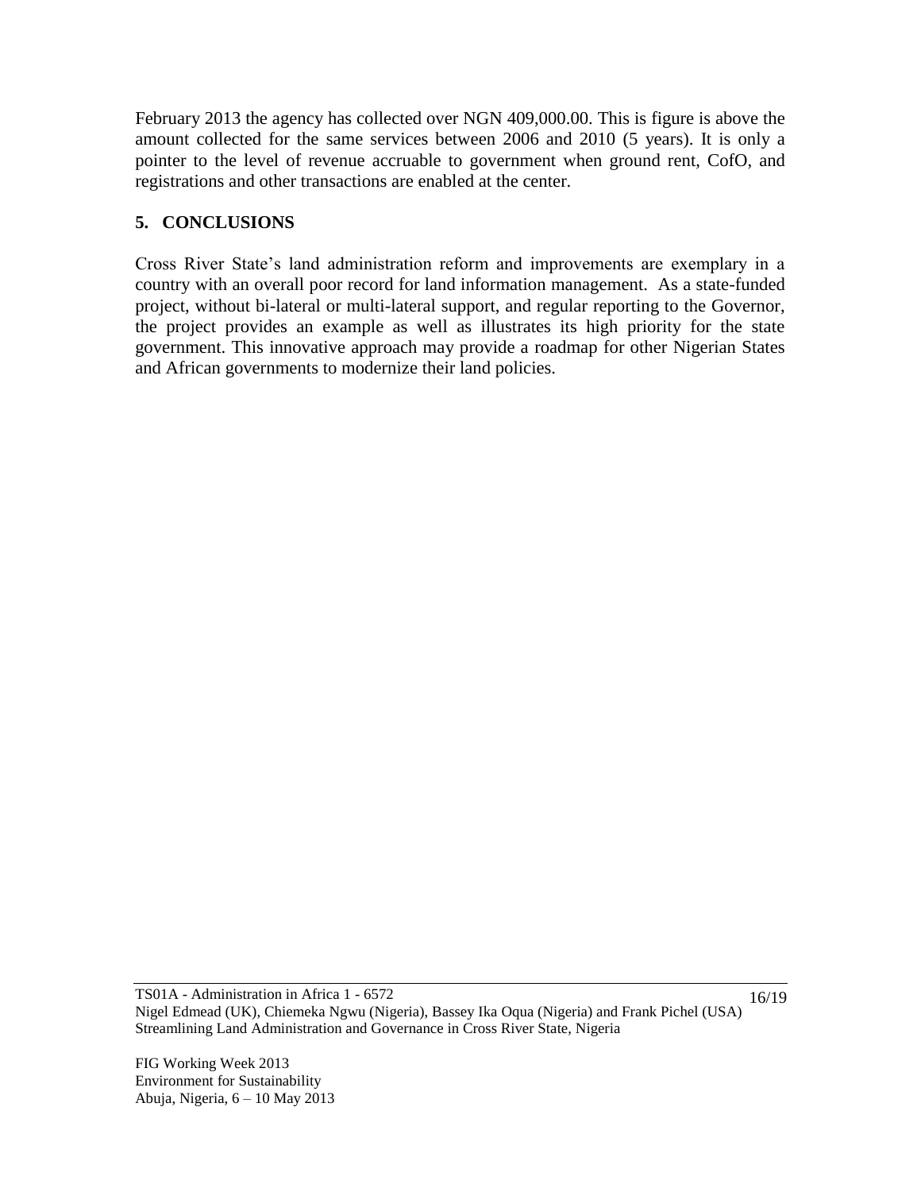February 2013 the agency has collected over NGN 409,000.00. This is figure is above the amount collected for the same services between 2006 and 2010 (5 years). It is only a pointer to the level of revenue accruable to government when ground rent, CofO, and registrations and other transactions are enabled at the center.

## 5. CONCLUSIONS

Cross River State's land administration reform and improvements are exemplary in a country with an overall poor record for land information management. As a state-funded project, without bi-lateral or multi-lateral support, and regular reporting to the Governor, the project provides an example as well as illustrates its high priority for the state government. This innovative approach may provide a roadmap for other Nigerian States and African governments to modernize their land policies.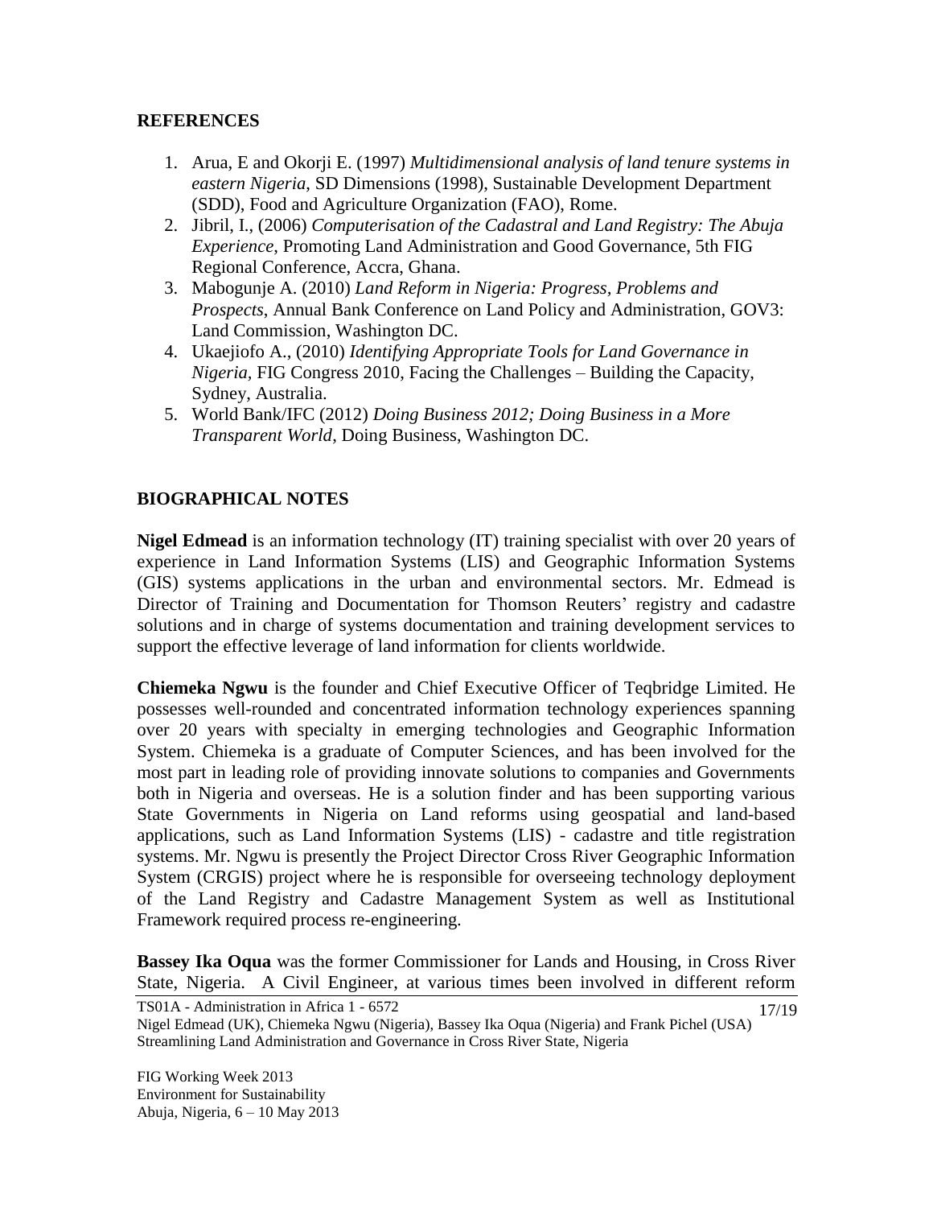## REFERENCES

1. Arua, E and Okorji E. (1997) *Multidimensional analysis of land tenure systems in eastern Nigeria*, SD Dimensions (1998), Sustainable Development Department (SDD), Food and Agriculture Organization (FAO), Rome.
2. Jibril, I., (2006) *Computerisation of the Cadastral and Land Registry: The Abuja Experience*, Promoting Land Administration and Good Governance, 5th FIG Regional Conference, Accra, Ghana.
3. Mabogunje A. (2010) *Land Reform in Nigeria: Progress, Problems and Prospects*, Annual Bank Conference on Land Policy and Administration, GOV3: Land Commission, Washington DC.
4. Ukaejiofo A., (2010) *Identifying Appropriate Tools for Land Governance in Nigeria*, FIG Congress 2010, Facing the Challenges – Building the Capacity, Sydney, Australia.
5. World Bank/IFC (2012) *Doing Business 2012; Doing Business in a More Transparent World*, Doing Business, Washington DC.

## BIOGRAPHICAL NOTES

**Nigel Edmead** is an information technology (IT) training specialist with over 20 years of experience in Land Information Systems (LIS) and Geographic Information Systems (GIS) systems applications in the urban and environmental sectors. Mr. Edmead is Director of Training and Documentation for Thomson Reuters' registry and cadastre solutions and in charge of systems documentation and training development services to support the effective leverage of land information for clients worldwide.

**Chiemeka Ngwu** is the founder and Chief Executive Officer of Teqbridge Limited. He possesses well-rounded and concentrated information technology experiences spanning over 20 years with specialty in emerging technologies and Geographic Information System. Chiemeka is a graduate of Computer Sciences, and has been involved for the most part in leading role of providing innovate solutions to companies and Governments both in Nigeria and overseas. He is a solution finder and has been supporting various State Governments in Nigeria on Land reforms using geospatial and land-based applications, such as Land Information Systems (LIS) - cadastre and title registration systems. Mr. Ngwu is presently the Project Director Cross River Geographic Information System (CRGIS) project where he is responsible for overseeing technology deployment of the Land Registry and Cadastre Management System as well as Institutional Framework required process re-engineering.

**Bassey Ika Oqua** was the former Commissioner for Lands and Housing, in Cross River State, Nigeria. A Civil Engineer, at various times been involved in different reform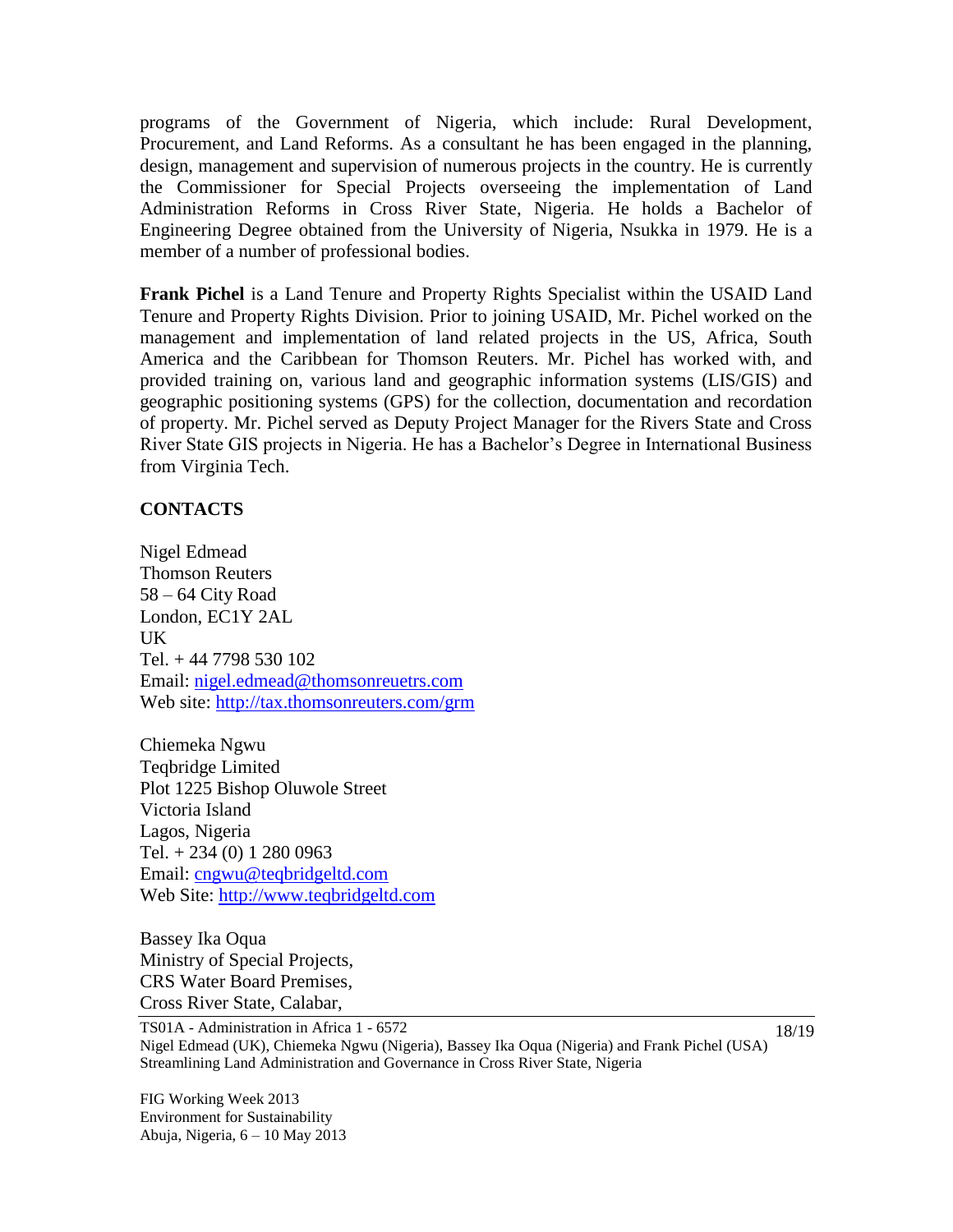programs of the Government of Nigeria, which include: Rural Development, Procurement, and Land Reforms. As a consultant he has been engaged in the planning, design, management and supervision of numerous projects in the country. He is currently the Commissioner for Special Projects overseeing the implementation of Land Administration Reforms in Cross River State, Nigeria. He holds a Bachelor of Engineering Degree obtained from the University of Nigeria, Nsukka in 1979. He is a member of a number of professional bodies.

**Frank Pichel** is a Land Tenure and Property Rights Specialist within the USAID Land Tenure and Property Rights Division. Prior to joining USAID, Mr. Pichel worked on the management and implementation of land related projects in the US, Africa, South America and the Caribbean for Thomson Reuters. Mr. Pichel has worked with, and provided training on, various land and geographic information systems (LIS/GIS) and geographic positioning systems (GPS) for the collection, documentation and recordation of property. Mr. Pichel served as Deputy Project Manager for the Rivers State and Cross River State GIS projects in Nigeria. He has a Bachelor's Degree in International Business from Virginia Tech.

## CONTACTS

Nigel Edmead
Thomson Reuters
58 – 64 City Road
London, EC1Y 2AL
UK
Tel. + 44 7798 530 102
Email: nigel.edmead@thomsonreuetrs.com
Web site: http://tax.thomsonreuters.com/grm

Chiemeka Ngwu
Teqbridge Limited
Plot 1225 Bishop Oluwole Street
Victoria Island
Lagos, Nigeria
Tel. + 234 (0) 1 280 0963
Email: cngwu@teqbridgeltd.com
Web Site: http://www.teqbridgeltd.com

Bassey Ika Oqua
Ministry of Special Projects,
CRS Water Board Premises,
Cross River State, Calabar,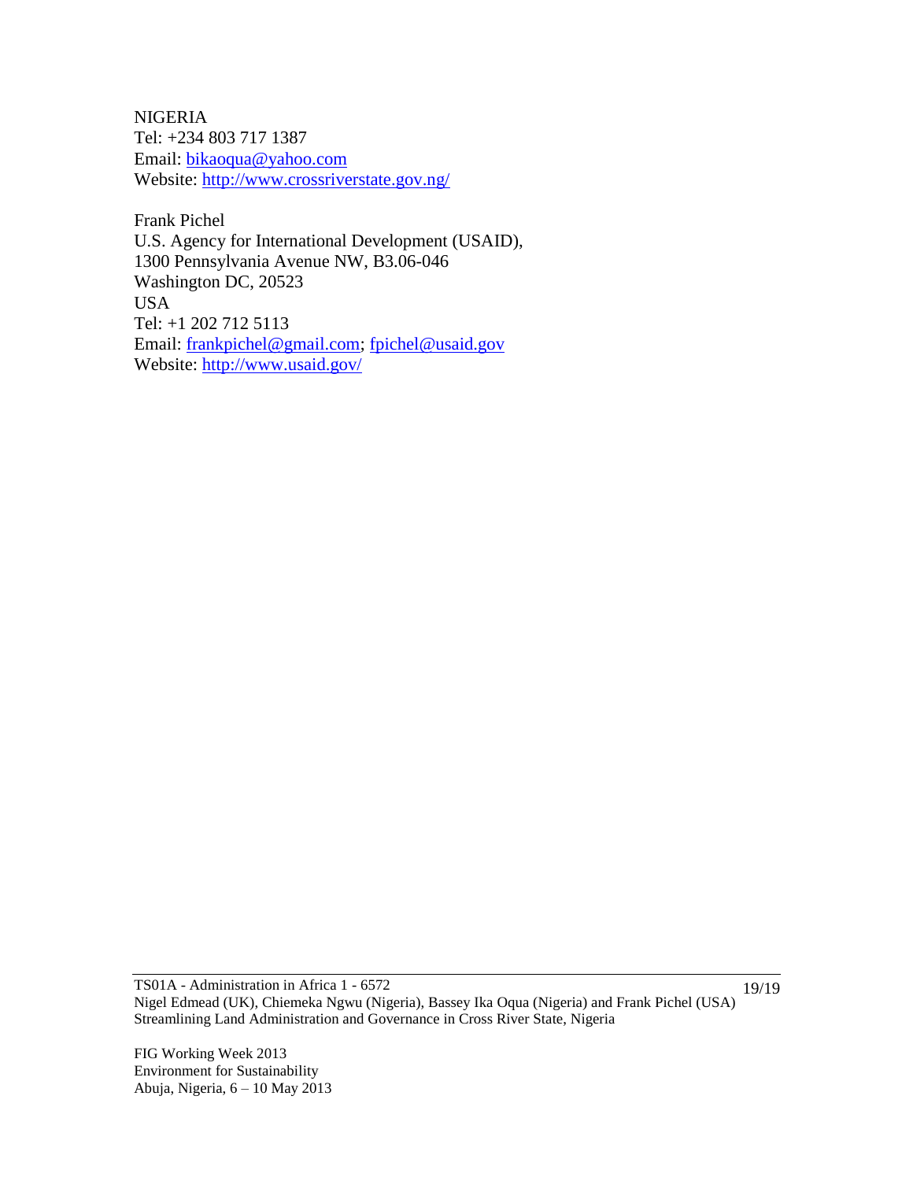NIGERIA  
Tel: +234 803 717 1387  
Email: bikaoqua@yahoo.com  
Website: http://www.crossriverstate.gov.ng/

Frank Pichel  
U.S. Agency for International Development (USAID),  
1300 Pennsylvania Avenue NW, B3.06-046  
Washington DC, 20523  
USA  
Tel: +1 202 712 5113  
Email: frankpichel@gmail.com; fpichel@usaid.gov  
Website: http://www.usaid.gov/